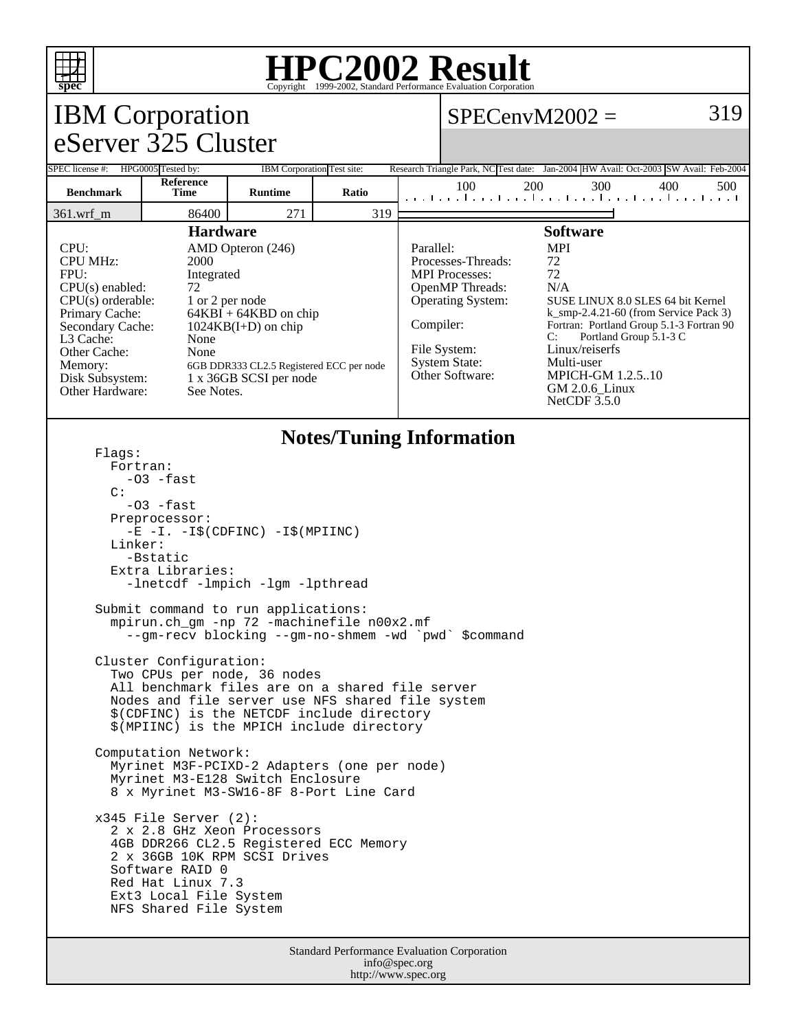# HPC2002 Result

Copyright 1999-2002, Standard Performance Evaluation Corporation

## IBM Corporation
## eServer 325 Cluster

**SPECenvM2002 = 319**

| SPEC license #: | HPG0005 | Tested by: | IBM Corporation | Test site: | Research Triangle Park, NC | Test date: | Jan-2004 | HW Avail: | Oct-2003 | SW Avail: | Feb-2004 |
|---|---|---|---|---|---|---|---|---|---|---|---|

| Benchmark | Reference Time | Runtime | Ratio |
|---|---|---|---|
| 361.wrf_m | 86400 | 271 | 319 |

### Hardware

| | |
|---|---|
| CPU: | AMD Opteron (246) |
| CPU MHz: | 2000 |
| FPU: | Integrated |
| CPU(s) enabled: | 72 |
| CPU(s) orderable: | 1 or 2 per node |
| Primary Cache: | 64KBI + 64KBD on chip |
| Secondary Cache: | 1024KB(I+D) on chip |
| L3 Cache: | None |
| Other Cache: | None |
| Memory: | 6GB DDR333 CL2.5 Registered ECC per node |
| Disk Subsystem: | 1 x 36GB SCSI per node |
| Other Hardware: | See Notes. |

### Software

| | |
|---|---|
| Parallel: | MPI |
| Processes-Threads: | 72 |
| MPI Processes: | 72 |
| OpenMP Threads: | N/A |
| Operating System: | SUSE LINUX 8.0 SLES 64 bit Kernel k_smp-2.4.21-60 (from Service Pack 3) |
| Compiler: | Fortran: Portland Group 5.1-3 Fortran 90<br>C: Portland Group 5.1-3 C |
| File System: | Linux/reiserfs |
| System State: | Multi-user |
| Other Software: | MPICH-GM 1.2.5..10<br>GM 2.0.6_Linux<br>NetCDF 3.5.0 |

### Notes/Tuning Information

```
Flags:
  Fortran:
    -O3 -fast
  C:
    -O3 -fast
  Preprocessor:
    -E -I. -I$(CDFINC) -I$(MPIINC)
  Linker:
    -Bstatic
  Extra Libraries:
    -lnetcdf -lmpich -lgm -lpthread

Submit command to run applications:
  mpirun.ch_gm -np 72 -machinefile n00x2.mf
    --gm-recv blocking --gm-no-shmem -wd `pwd` $command

Cluster Configuration:
  Two CPUs per node, 36 nodes
  All benchmark files are on a shared file server
  Nodes and file server use NFS shared file system
  $(CDFINC) is the NETCDF include directory
  $(MPIINC) is the MPICH include directory

Computation Network:
  Myrinet M3F-PCIXD-2 Adapters (one per node)
  Myrinet M3-E128 Switch Enclosure
  8 x Myrinet M3-SW16-8F 8-Port Line Card

x345 File Server (2):
  2 x 2.8 GHz Xeon Processors
  4GB DDR266 CL2.5 Registered ECC Memory
  2 x 36GB 10K RPM SCSI Drives
  Software RAID 0
  Red Hat Linux 7.3
  Ext3 Local File System
  NFS Shared File System
```

Standard Performance Evaluation Corporation
info@spec.org
http://www.spec.org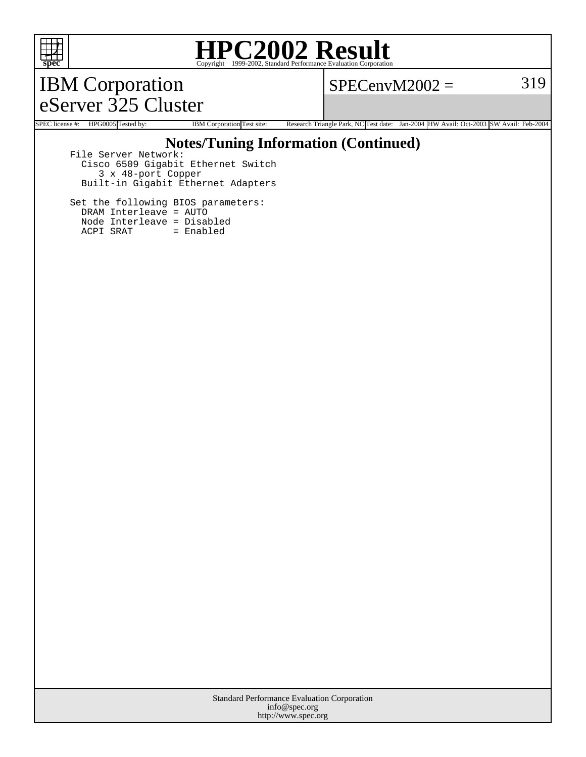# HPC2002 Result

Copyright 1999-2002, Standard Performance Evaluation Corporation

## IBM Corporation
## eServer 325 Cluster

SPECenvM2002 = 319

| SPEC license #: | HPG0005 | Tested by: | IBM Corporation | Test site: | Research Triangle Park, NC | Test date: | Jan-2004 | HW Avail: | Oct-2003 | SW Avail: | Feb-2004 |
|---|---|---|---|---|---|---|---|---|---|---|---|

### Notes/Tuning Information (Continued)

```
File Server Network:
  Cisco 6509 Gigabit Ethernet Switch
     3 x 48-port Copper
  Built-in Gigabit Ethernet Adapters

Set the following BIOS parameters:
  DRAM Interleave = AUTO
  Node Interleave = Disabled
  ACPI SRAT       = Enabled
```

Standard Performance Evaluation Corporation
info@spec.org
http://www.spec.org